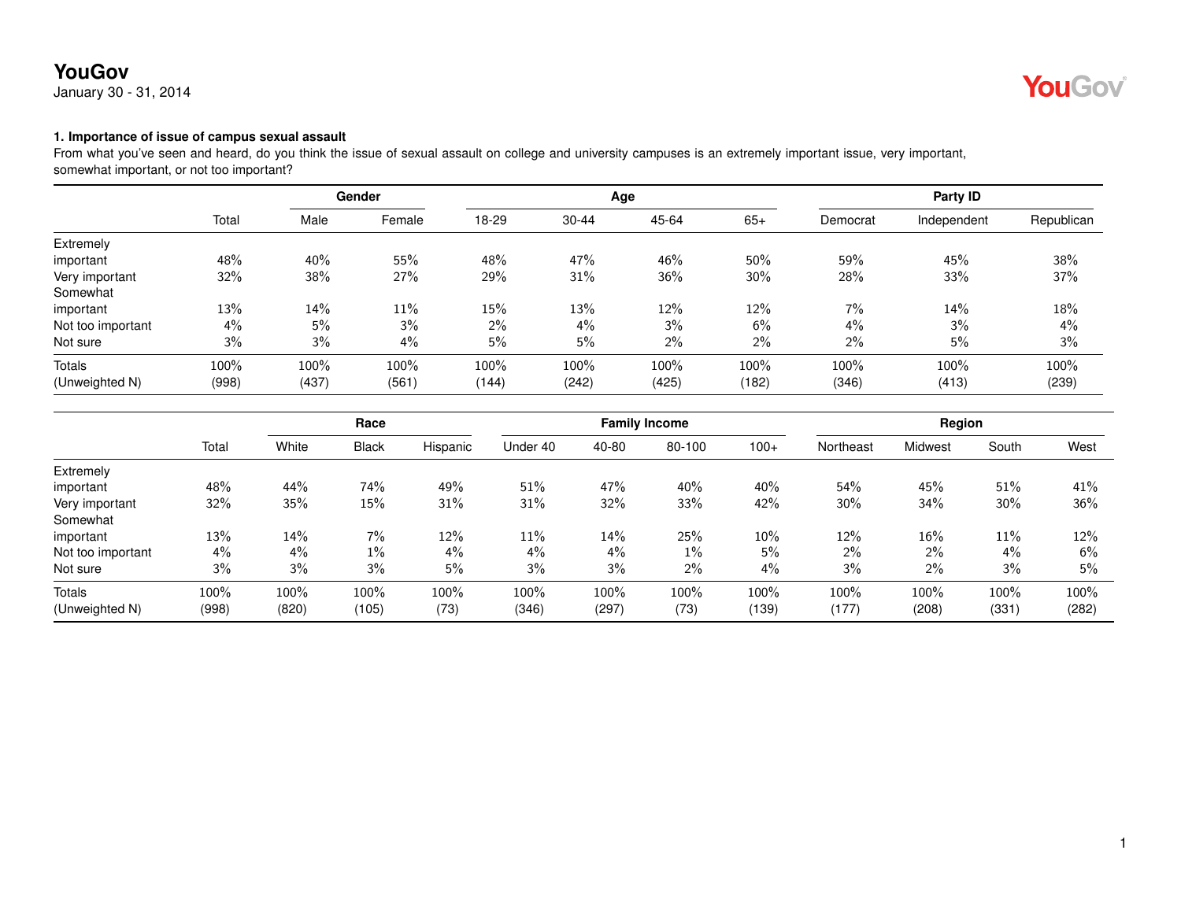# YouGov

January 30 - 31, 2014

### 1. Importance of issue of campus sexual assault

From what you've seen and heard, do you think the issue of sexual assault on college and university campuses is an extremely important issue, very important, somewhat important, or not too important?

| | | Gender | | Age | | | | Party ID | | |
|---|---|---|---|---|---|---|---|---|---|---|
| | Total | Male | Female | 18-29 | 30-44 | 45-64 | 65+ | Democrat | Independent | Republican |
| Extremely important | 48% | 40% | 55% | 48% | 47% | 46% | 50% | 59% | 45% | 38% |
| Very important | 32% | 38% | 27% | 29% | 31% | 36% | 30% | 28% | 33% | 37% |
| Somewhat important | 13% | 14% | 11% | 15% | 13% | 12% | 12% | 7% | 14% | 18% |
| Not too important | 4% | 5% | 3% | 2% | 4% | 3% | 6% | 4% | 3% | 4% |
| Not sure | 3% | 3% | 4% | 5% | 5% | 2% | 2% | 2% | 5% | 3% |
| Totals | 100% | 100% | 100% | 100% | 100% | 100% | 100% | 100% | 100% | 100% |
| (Unweighted N) | (998) | (437) | (561) | (144) | (242) | (425) | (182) | (346) | (413) | (239) |

| | | Race | | | Family Income | | | | Region | | | |
|---|---|---|---|---|---|---|---|---|---|---|---|---|
| | Total | White | Black | Hispanic | Under 40 | 40-80 | 80-100 | 100+ | Northeast | Midwest | South | West |
| Extremely important | 48% | 44% | 74% | 49% | 51% | 47% | 40% | 40% | 54% | 45% | 51% | 41% |
| Very important | 32% | 35% | 15% | 31% | 31% | 32% | 33% | 42% | 30% | 34% | 30% | 36% |
| Somewhat important | 13% | 14% | 7% | 12% | 11% | 14% | 25% | 10% | 12% | 16% | 11% | 12% |
| Not too important | 4% | 4% | 1% | 4% | 4% | 4% | 1% | 5% | 2% | 2% | 4% | 6% |
| Not sure | 3% | 3% | 3% | 5% | 3% | 3% | 2% | 4% | 3% | 2% | 3% | 5% |
| Totals | 100% | 100% | 100% | 100% | 100% | 100% | 100% | 100% | 100% | 100% | 100% | 100% |
| (Unweighted N) | (998) | (820) | (105) | (73) | (346) | (297) | (73) | (139) | (177) | (208) | (331) | (282) |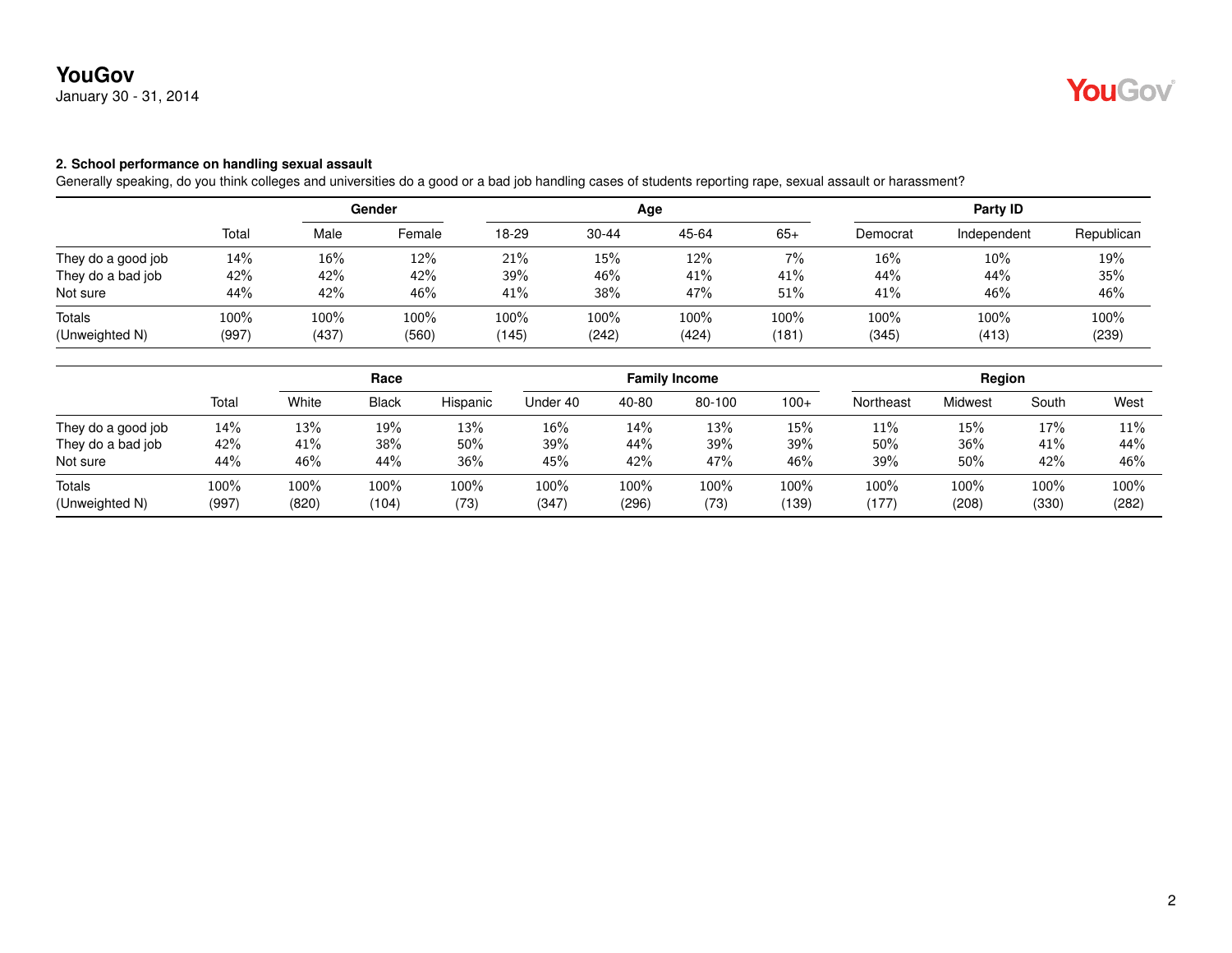**YouGov**
January 30 - 31, 2014

**2. School performance on handling sexual assault**
Generally speaking, do you think colleges and universities do a good or a bad job handling cases of students reporting rape, sexual assault or harassment?

| | | Gender | | Age | | | | Party ID | | |
|---|---|---|---|---|---|---|---|---|---|---|
| | Total | Male | Female | 18-29 | 30-44 | 45-64 | 65+ | Democrat | Independent | Republican |
| They do a good job | 14% | 16% | 12% | 21% | 15% | 12% | 7% | 16% | 10% | 19% |
| They do a bad job | 42% | 42% | 42% | 39% | 46% | 41% | 41% | 44% | 44% | 35% |
| Not sure | 44% | 42% | 46% | 41% | 38% | 47% | 51% | 41% | 46% | 46% |
| Totals | 100% | 100% | 100% | 100% | 100% | 100% | 100% | 100% | 100% | 100% |
| (Unweighted N) | (997) | (437) | (560) | (145) | (242) | (424) | (181) | (345) | (413) | (239) |

| | | Race | | | Family Income | | | | Region | | | |
|---|---|---|---|---|---|---|---|---|---|---|---|---|
| | Total | White | Black | Hispanic | Under 40 | 40-80 | 80-100 | 100+ | Northeast | Midwest | South | West |
| They do a good job | 14% | 13% | 19% | 13% | 16% | 14% | 13% | 15% | 11% | 15% | 17% | 11% |
| They do a bad job | 42% | 41% | 38% | 50% | 39% | 44% | 39% | 39% | 50% | 36% | 41% | 44% |
| Not sure | 44% | 46% | 44% | 36% | 45% | 42% | 47% | 46% | 39% | 50% | 42% | 46% |
| Totals | 100% | 100% | 100% | 100% | 100% | 100% | 100% | 100% | 100% | 100% | 100% | 100% |
| (Unweighted N) | (997) | (820) | (104) | (73) | (347) | (296) | (73) | (139) | (177) | (208) | (330) | (282) |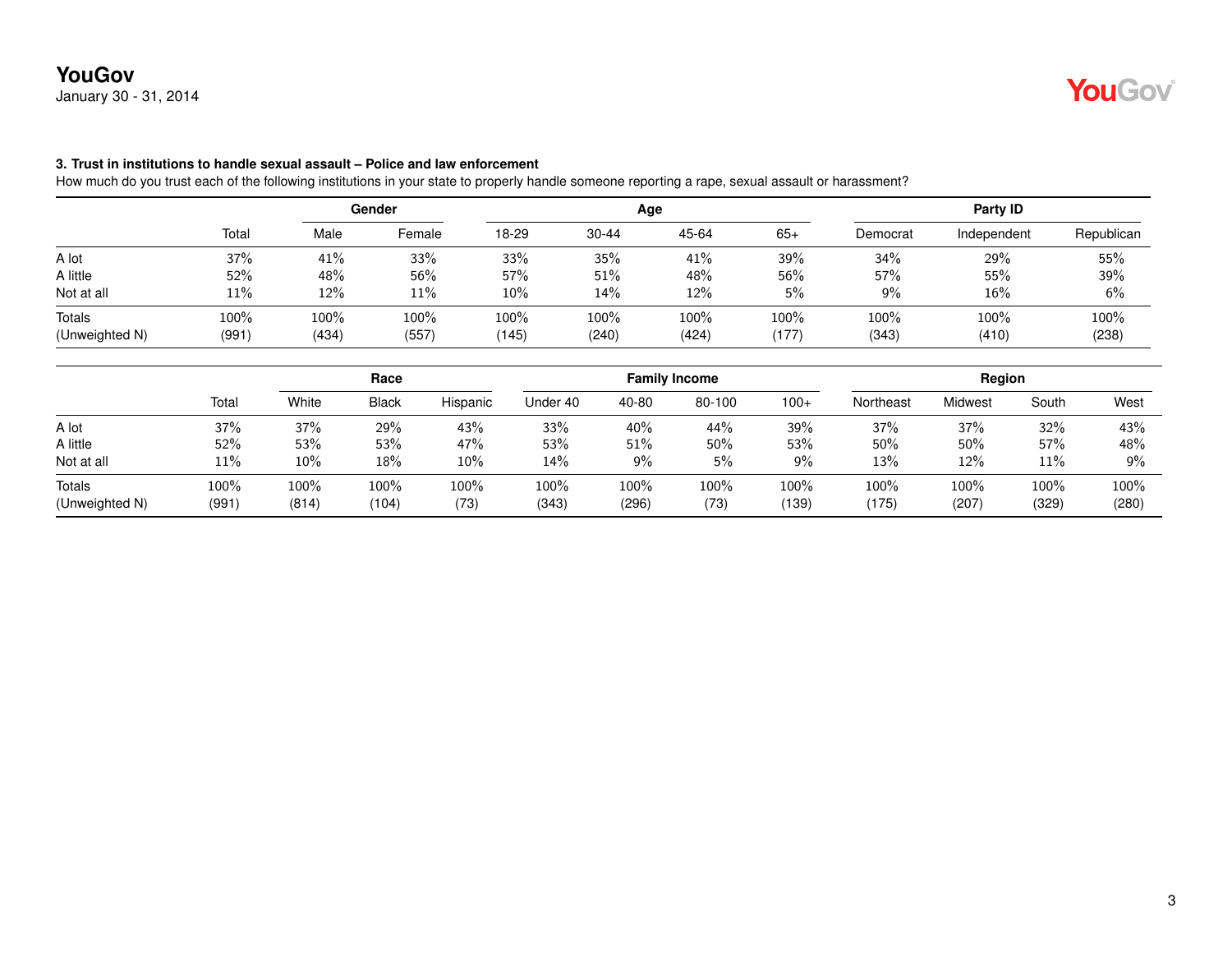**3. Trust in institutions to handle sexual assault – Police and law enforcement**

How much do you trust each of the following institutions in your state to properly handle someone reporting a rape, sexual assault or harassment?

| | | Gender | | Age | | | | Party ID | | |
|---|---|---|---|---|---|---|---|---|---|---|
| | Total | Male | Female | 18-29 | 30-44 | 45-64 | 65+ | Democrat | Independent | Republican |
| A lot | 37% | 41% | 33% | 33% | 35% | 41% | 39% | 34% | 29% | 55% |
| A little | 52% | 48% | 56% | 57% | 51% | 48% | 56% | 57% | 55% | 39% |
| Not at all | 11% | 12% | 11% | 10% | 14% | 12% | 5% | 9% | 16% | 6% |
| Totals | 100% | 100% | 100% | 100% | 100% | 100% | 100% | 100% | 100% | 100% |
| (Unweighted N) | (991) | (434) | (557) | (145) | (240) | (424) | (177) | (343) | (410) | (238) |

| | | Race | | | Family Income | | | | Region | | | |
|---|---|---|---|---|---|---|---|---|---|---|---|---|
| | Total | White | Black | Hispanic | Under 40 | 40-80 | 80-100 | 100+ | Northeast | Midwest | South | West |
| A lot | 37% | 37% | 29% | 43% | 33% | 40% | 44% | 39% | 37% | 37% | 32% | 43% |
| A little | 52% | 53% | 53% | 47% | 53% | 51% | 50% | 53% | 50% | 50% | 57% | 48% |
| Not at all | 11% | 10% | 18% | 10% | 14% | 9% | 5% | 9% | 13% | 12% | 11% | 9% |
| Totals | 100% | 100% | 100% | 100% | 100% | 100% | 100% | 100% | 100% | 100% | 100% | 100% |
| (Unweighted N) | (991) | (814) | (104) | (73) | (343) | (296) | (73) | (139) | (175) | (207) | (329) | (280) |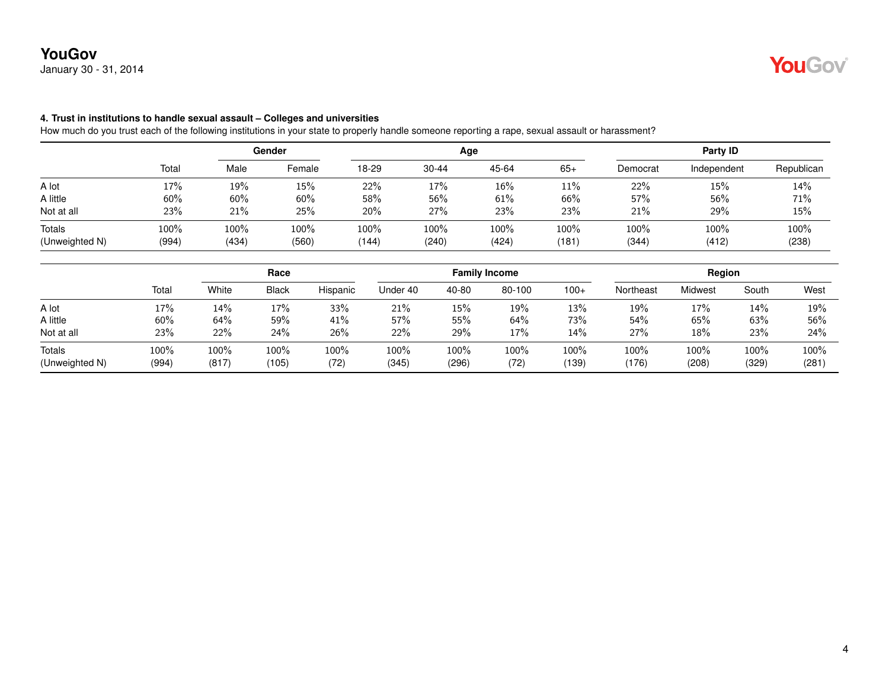**4. Trust in institutions to handle sexual assault – Colleges and universities**

How much do you trust each of the following institutions in your state to properly handle someone reporting a rape, sexual assault or harassment?

| | | Gender | | Age | | | | Party ID | | |
|---|---|---|---|---|---|---|---|---|---|---|
| | Total | Male | Female | 18-29 | 30-44 | 45-64 | 65+ | Democrat | Independent | Republican |
| A lot | 17% | 19% | 15% | 22% | 17% | 16% | 11% | 22% | 15% | 14% |
| A little | 60% | 60% | 60% | 58% | 56% | 61% | 66% | 57% | 56% | 71% |
| Not at all | 23% | 21% | 25% | 20% | 27% | 23% | 23% | 21% | 29% | 15% |
| Totals | 100% | 100% | 100% | 100% | 100% | 100% | 100% | 100% | 100% | 100% |
| (Unweighted N) | (994) | (434) | (560) | (144) | (240) | (424) | (181) | (344) | (412) | (238) |

| | | Race | | | Family Income | | | | Region | | | |
|---|---|---|---|---|---|---|---|---|---|---|---|---|
| | Total | White | Black | Hispanic | Under 40 | 40-80 | 80-100 | 100+ | Northeast | Midwest | South | West |
| A lot | 17% | 14% | 17% | 33% | 21% | 15% | 19% | 13% | 19% | 17% | 14% | 19% |
| A little | 60% | 64% | 59% | 41% | 57% | 55% | 64% | 73% | 54% | 65% | 63% | 56% |
| Not at all | 23% | 22% | 24% | 26% | 22% | 29% | 17% | 14% | 27% | 18% | 23% | 24% |
| Totals | 100% | 100% | 100% | 100% | 100% | 100% | 100% | 100% | 100% | 100% | 100% | 100% |
| (Unweighted N) | (994) | (817) | (105) | (72) | (345) | (296) | (72) | (139) | (176) | (208) | (329) | (281) |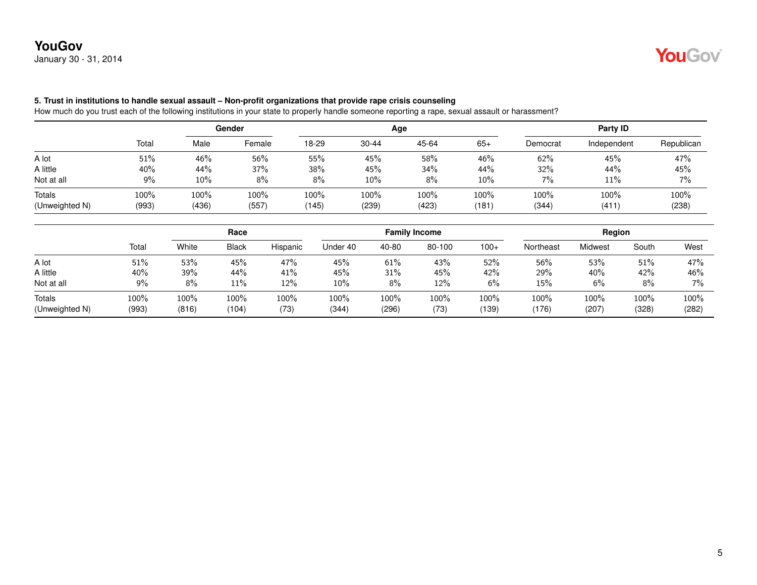### 5. Trust in institutions to handle sexual assault – Non-profit organizations that provide rape crisis counseling

How much do you trust each of the following institutions in your state to properly handle someone reporting a rape, sexual assault or harassment?

| | | Gender | | Age | | | | Party ID | | |
|---|---|---|---|---|---|---|---|---|---|---|
| | Total | Male | Female | 18-29 | 30-44 | 45-64 | 65+ | Democrat | Independent | Republican |
| A lot | 51% | 46% | 56% | 55% | 45% | 58% | 46% | 62% | 45% | 47% |
| A little | 40% | 44% | 37% | 38% | 45% | 34% | 44% | 32% | 44% | 45% |
| Not at all | 9% | 10% | 8% | 8% | 10% | 8% | 10% | 7% | 11% | 7% |
| Totals | 100% | 100% | 100% | 100% | 100% | 100% | 100% | 100% | 100% | 100% |
| (Unweighted N) | (993) | (436) | (557) | (145) | (239) | (423) | (181) | (344) | (411) | (238) |

| | | Race | | | Family Income | | | | Region | | | |
|---|---|---|---|---|---|---|---|---|---|---|---|---|
| | Total | White | Black | Hispanic | Under 40 | 40-80 | 80-100 | 100+ | Northeast | Midwest | South | West |
| A lot | 51% | 53% | 45% | 47% | 45% | 61% | 43% | 52% | 56% | 53% | 51% | 47% |
| A little | 40% | 39% | 44% | 41% | 45% | 31% | 45% | 42% | 29% | 40% | 42% | 46% |
| Not at all | 9% | 8% | 11% | 12% | 10% | 8% | 12% | 6% | 15% | 6% | 8% | 7% |
| Totals | 100% | 100% | 100% | 100% | 100% | 100% | 100% | 100% | 100% | 100% | 100% | 100% |
| (Unweighted N) | (993) | (816) | (104) | (73) | (344) | (296) | (73) | (139) | (176) | (207) | (328) | (282) |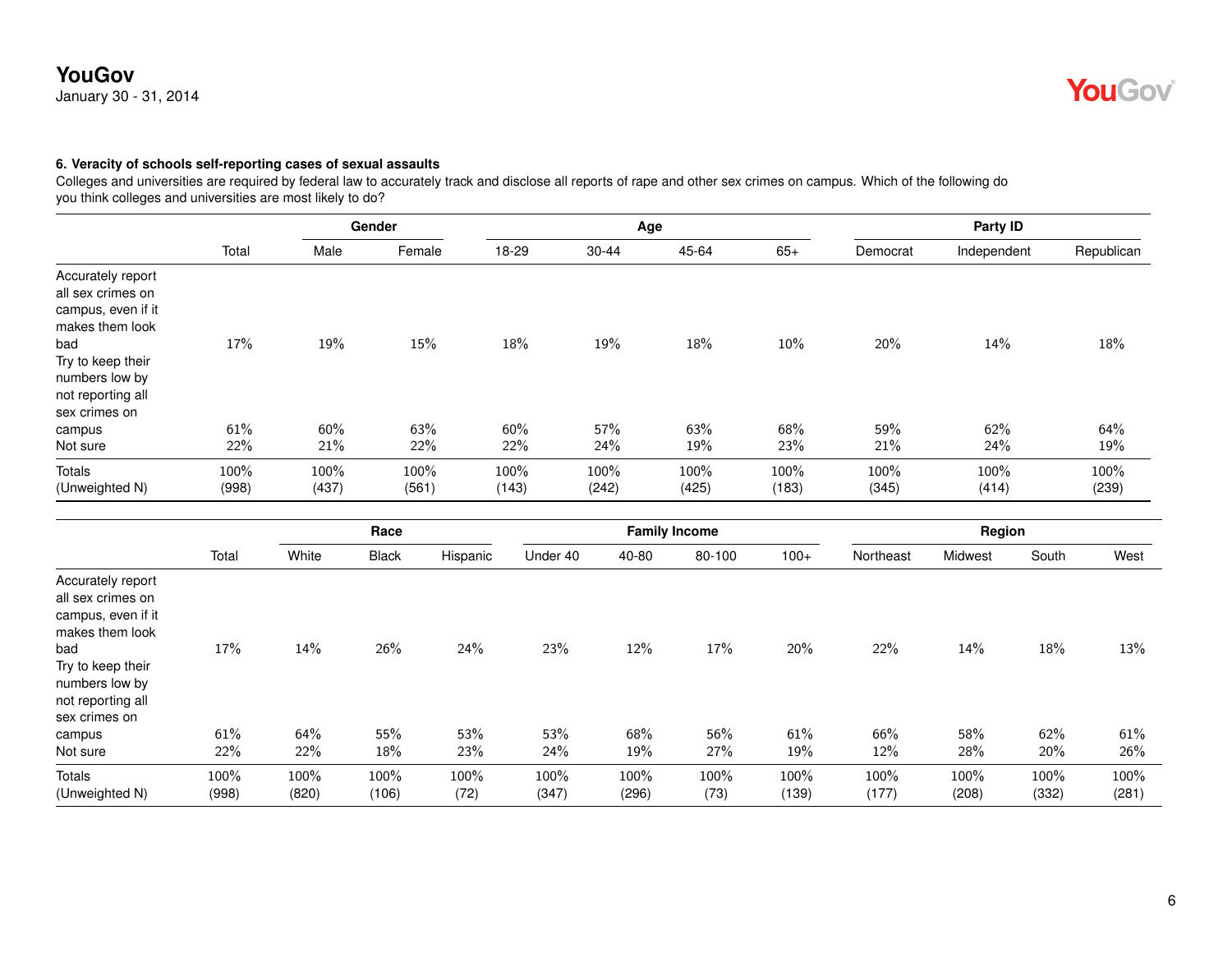### 6. Veracity of schools self-reporting cases of sexual assaults

Colleges and universities are required by federal law to accurately track and disclose all reports of rape and other sex crimes on campus. Which of the following do you think colleges and universities are most likely to do?

| | | Gender | | Age | | | | Party ID | | |
|---|---|---|---|---|---|---|---|---|---|---|
| | Total | Male | Female | 18-29 | 30-44 | 45-64 | 65+ | Democrat | Independent | Republican |
| Accurately report all sex crimes on campus, even if it makes them look bad | 17% | 19% | 15% | 18% | 19% | 18% | 10% | 20% | 14% | 18% |
| Try to keep their numbers low by not reporting all sex crimes on campus | 61% | 60% | 63% | 60% | 57% | 63% | 68% | 59% | 62% | 64% |
| Not sure | 22% | 21% | 22% | 22% | 24% | 19% | 23% | 21% | 24% | 19% |
| Totals | 100% | 100% | 100% | 100% | 100% | 100% | 100% | 100% | 100% | 100% |
| (Unweighted N) | (998) | (437) | (561) | (143) | (242) | (425) | (183) | (345) | (414) | (239) |

| | | Race | | | Family Income | | | | Region | | | |
|---|---|---|---|---|---|---|---|---|---|---|---|---|
| | Total | White | Black | Hispanic | Under 40 | 40-80 | 80-100 | 100+ | Northeast | Midwest | South | West |
| Accurately report all sex crimes on campus, even if it makes them look bad | 17% | 14% | 26% | 24% | 23% | 12% | 17% | 20% | 22% | 14% | 18% | 13% |
| Try to keep their numbers low by not reporting all sex crimes on campus | 61% | 64% | 55% | 53% | 53% | 68% | 56% | 61% | 66% | 58% | 62% | 61% |
| Not sure | 22% | 22% | 18% | 23% | 24% | 19% | 27% | 19% | 12% | 28% | 20% | 26% |
| Totals | 100% | 100% | 100% | 100% | 100% | 100% | 100% | 100% | 100% | 100% | 100% | 100% |
| (Unweighted N) | (998) | (820) | (106) | (72) | (347) | (296) | (73) | (139) | (177) | (208) | (332) | (281) |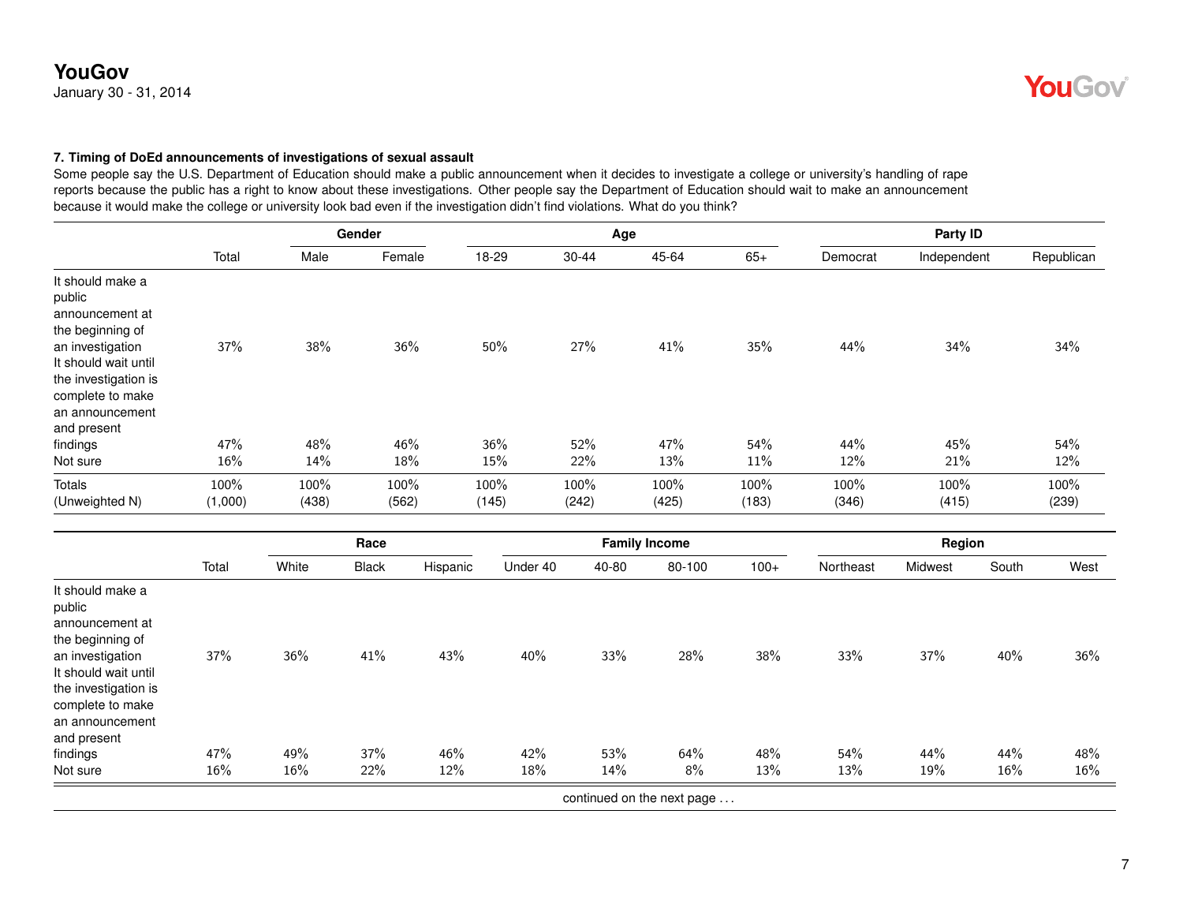## 7. Timing of DoEd announcements of investigations of sexual assault

Some people say the U.S. Department of Education should make a public announcement when it decides to investigate a college or university's handling of rape reports because the public has a right to know about these investigations. Other people say the Department of Education should wait to make an announcement because it would make the college or university look bad even if the investigation didn't find violations. What do you think?

| | | Gender | | Age | | | | Party ID | | |
|---|---|---|---|---|---|---|---|---|---|---|
| | Total | Male | Female | 18-29 | 30-44 | 45-64 | 65+ | Democrat | Independent | Republican |
| It should make a public announcement at the beginning of an investigation | 37% | 38% | 36% | 50% | 27% | 41% | 35% | 44% | 34% | 34% |
| It should wait until the investigation is complete to make an announcement and present findings | 47% | 48% | 46% | 36% | 52% | 47% | 54% | 44% | 45% | 54% |
| Not sure | 16% | 14% | 18% | 15% | 22% | 13% | 11% | 12% | 21% | 12% |
| Totals | 100% | 100% | 100% | 100% | 100% | 100% | 100% | 100% | 100% | 100% |
| (Unweighted N) | (1,000) | (438) | (562) | (145) | (242) | (425) | (183) | (346) | (415) | (239) |

| | | Race | | | Family Income | | | | Region | | | |
|---|---|---|---|---|---|---|---|---|---|---|---|---|
| | Total | White | Black | Hispanic | Under 40 | 40-80 | 80-100 | 100+ | Northeast | Midwest | South | West |
| It should make a public announcement at the beginning of an investigation | 37% | 36% | 41% | 43% | 40% | 33% | 28% | 38% | 33% | 37% | 40% | 36% |
| It should wait until the investigation is complete to make an announcement and present findings | 47% | 49% | 37% | 46% | 42% | 53% | 64% | 48% | 54% | 44% | 44% | 48% |
| Not sure | 16% | 16% | 22% | 12% | 18% | 14% | 8% | 13% | 13% | 19% | 16% | 16% |

continued on the next page ...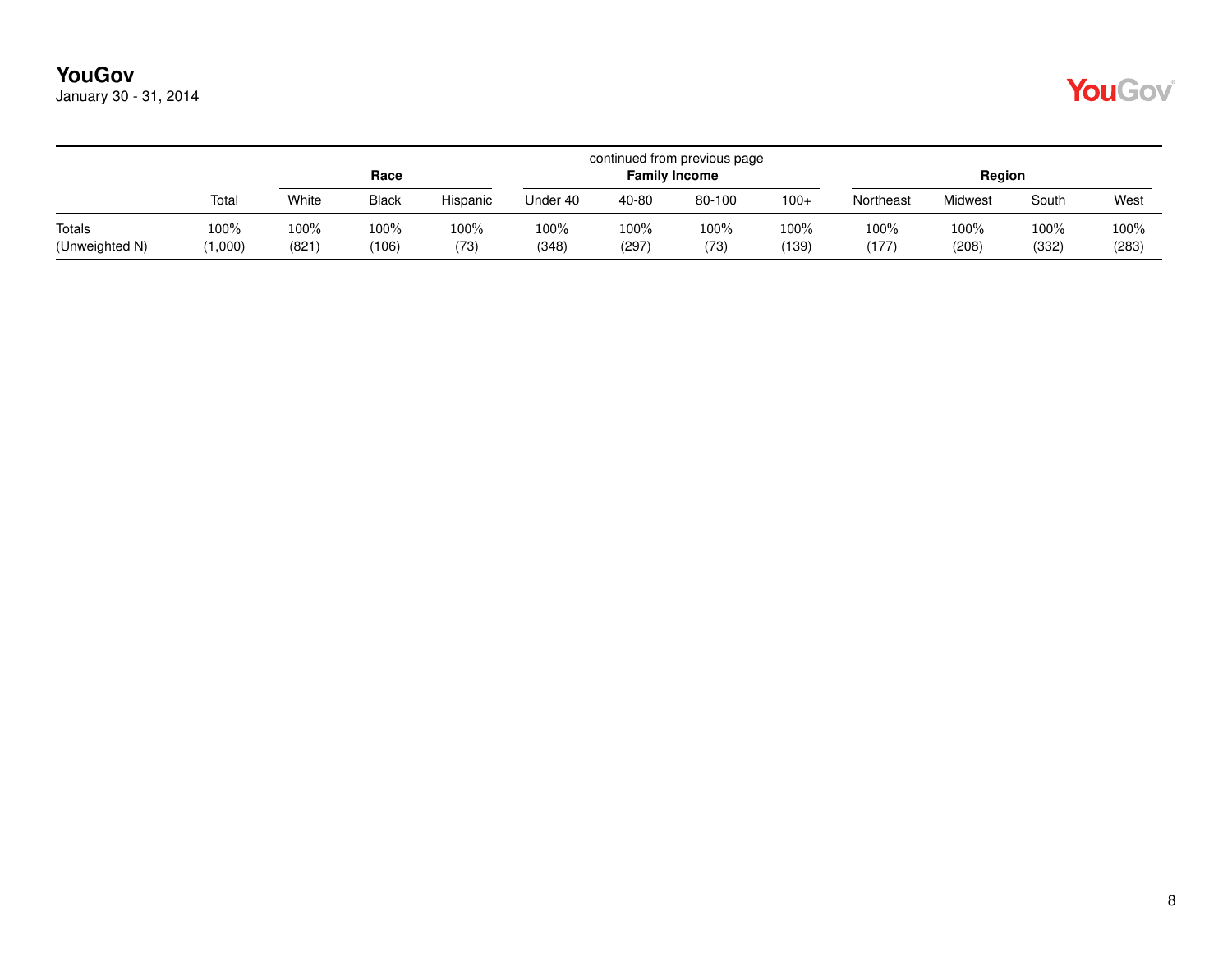continued from previous page

| | | Race | | | Family Income | | | | Region | | | |
|---|---|---|---|---|---|---|---|---|---|---|---|---|
| | Total | White | Black | Hispanic | Under 40 | 40-80 | 80-100 | 100+ | Northeast | Midwest | South | West |
| Totals | 100% | 100% | 100% | 100% | 100% | 100% | 100% | 100% | 100% | 100% | 100% | 100% |
| (Unweighted N) | (1,000) | (821) | (106) | (73) | (348) | (297) | (73) | (139) | (177) | (208) | (332) | (283) |